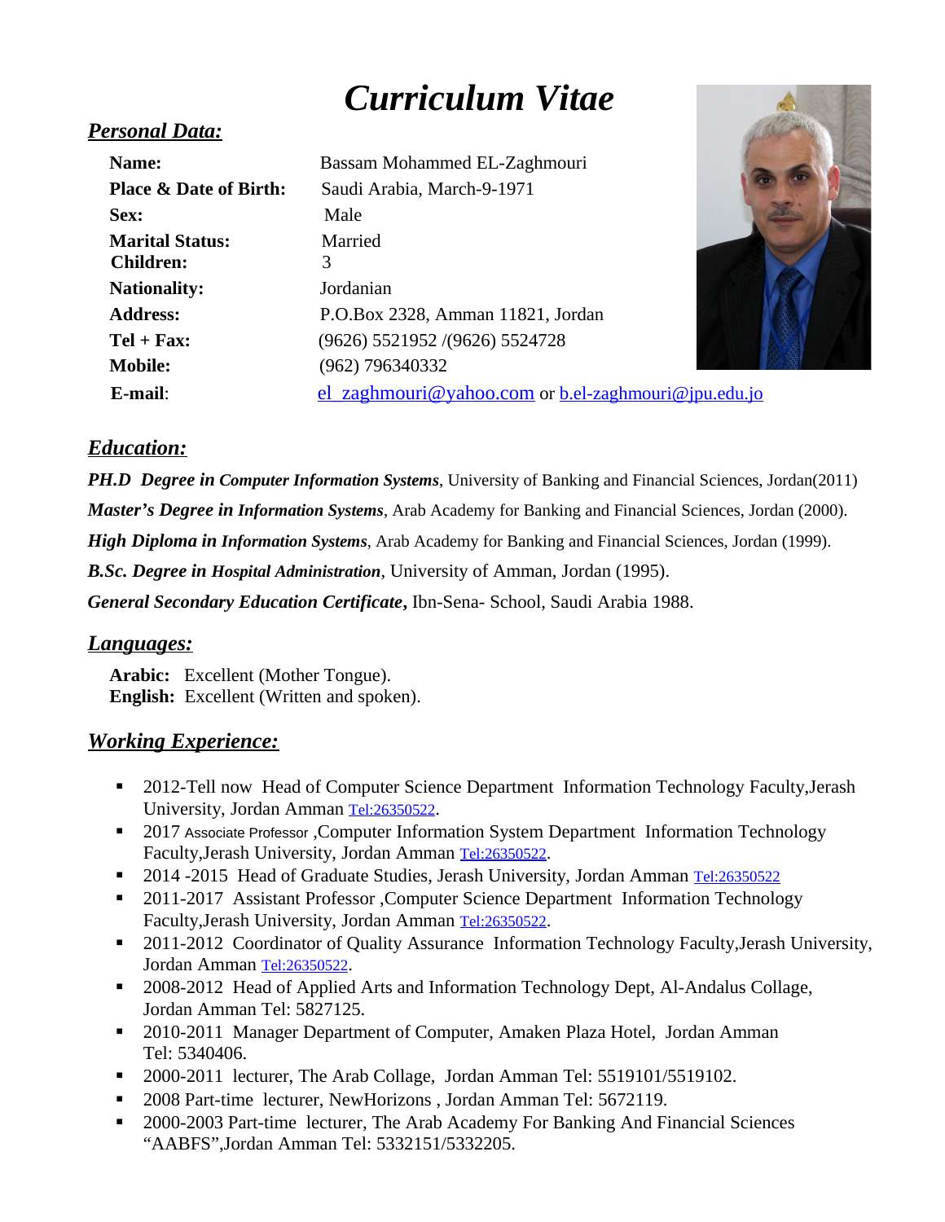# *Curriculum Vitae*

## ***Personal Data:***

| | |
|---|---|
| **Name:** | Bassam Mohammed EL-Zaghmouri |
| **Place & Date of Birth:** | Saudi Arabia, March-9-1971 |
| **Sex:** | Male |
| **Marital Status:** | Married |
| **Children:** | 3 |
| **Nationality:** | Jordanian |
| **Address:** | P.O.Box 2328, Amman 11821, Jordan |
| **Tel + Fax:** | (9626) 5521952 /(9626) 5524728 |
| **Mobile:** | (962) 796340332 |
| **E-mail**: | el_zaghmouri@yahoo.com or b.el-zaghmouri@jpu.edu.jo |

## ***Education:***

***PH.D Degree in Computer Information Systems***, University of Banking and Financial Sciences, Jordan(2011)

***Master's Degree in Information Systems***, Arab Academy for Banking and Financial Sciences, Jordan (2000).

***High Diploma in Information Systems***, Arab Academy for Banking and Financial Sciences, Jordan (1999).

***B.Sc. Degree in Hospital Administration***, University of Amman, Jordan (1995).

***General Secondary Education Certificate*,** Ibn-Sena- School, Saudi Arabia 1988.

## ***Languages:***

**Arabic:** Excellent (Mother Tongue).
**English:** Excellent (Written and spoken).

## ***Working Experience:***

- 2012-Tell now Head of Computer Science Department Information Technology Faculty,Jerash University, Jordan Amman Tel:26350522.
- 2017 Associate Professor ,Computer Information System Department Information Technology Faculty,Jerash University, Jordan Amman Tel:26350522.
- 2014 -2015 Head of Graduate Studies, Jerash University, Jordan Amman Tel:26350522
- 2011-2017 Assistant Professor ,Computer Science Department Information Technology Faculty,Jerash University, Jordan Amman Tel:26350522.
- 2011-2012 Coordinator of Quality Assurance Information Technology Faculty,Jerash University, Jordan Amman Tel:26350522.
- 2008-2012 Head of Applied Arts and Information Technology Dept, Al-Andalus Collage, Jordan Amman Tel: 5827125.
- 2010-2011 Manager Department of Computer, Amaken Plaza Hotel, Jordan Amman Tel: 5340406.
- 2000-2011 lecturer, The Arab Collage, Jordan Amman Tel: 5519101/5519102.
- 2008 Part-time lecturer, NewHorizons , Jordan Amman Tel: 5672119.
- 2000-2003 Part-time lecturer, The Arab Academy For Banking And Financial Sciences "AABFS",Jordan Amman Tel: 5332151/5332205.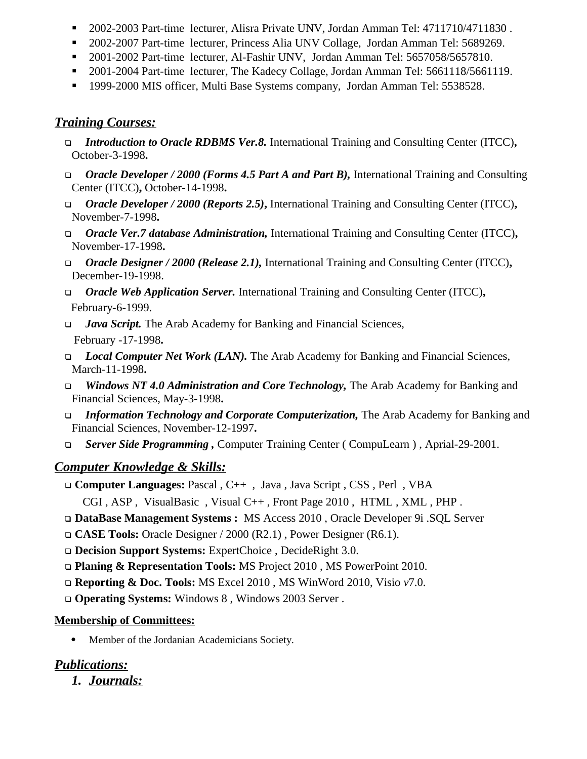- 2002-2003 Part-time lecturer, Alisra Private UNV, Jordan Amman Tel: 4711710/4711830 .
- 2002-2007 Part-time lecturer, Princess Alia UNV Collage, Jordan Amman Tel: 5689269.
- 2001-2002 Part-time lecturer, Al-Fashir UNV, Jordan Amman Tel: 5657058/5657810.
- 2001-2004 Part-time lecturer, The Kadecy Collage, Jordan Amman Tel: 5661118/5661119.
- 1999-2000 MIS officer, Multi Base Systems company, Jordan Amman Tel: 5538528.

## *Training Courses:*

- ***Introduction to Oracle RDBMS Ver.8.*** International Training and Consulting Center (ITCC)**,** October-3-1998**.**
- ***Oracle Developer / 2000 (Forms 4.5 Part A and Part B),*** International Training and Consulting Center (ITCC)**,** October-14-1998**.**
- ***Oracle Developer / 2000 (Reports 2.5)*,** International Training and Consulting Center (ITCC)**,** November-7-1998**.**
- ***Oracle Ver.7 database Administration,*** International Training and Consulting Center (ITCC)**,** November-17-1998**.**
- ***Oracle Designer / 2000 (Release 2.1),*** International Training and Consulting Center (ITCC)**,** December-19-1998.
- ***Oracle Web Application Server.*** International Training and Consulting Center (ITCC)**,** February-6-1999.
- ***Java Script.*** The Arab Academy for Banking and Financial Sciences, February -17-1998**.**
- ***Local Computer Net Work (LAN).*** The Arab Academy for Banking and Financial Sciences, March-11-1998**.**
- ***Windows NT 4.0 Administration and Core Technology,*** The Arab Academy for Banking and Financial Sciences, May-3-1998**.**
- ***Information Technology and Corporate Computerization,*** The Arab Academy for Banking and Financial Sciences, November-12-1997**.**
- ***Server Side Programming ,*** Computer Training Center ( CompuLearn ) , Aprial-29-2001.

## *Computer Knowledge & Skills:*

- **Computer Languages:** Pascal , C++ , Java , Java Script , CSS , Perl , VBA CGI , ASP , VisualBasic , Visual C++ , Front Page 2010 , HTML , XML , PHP .
- **DataBase Management Systems :** MS Access 2010 , Oracle Developer 9i .SQL Server
- **CASE Tools:** Oracle Designer / 2000 (R2.1) , Power Designer (R6.1).
- **Decision Support Systems:** ExpertChoice , DecideRight 3.0.
- **Planing & Representation Tools:** MS Project 2010 , MS PowerPoint 2010.
- **Reporting & Doc. Tools:** MS Excel 2010 , MS WinWord 2010, Visio *v*7.0.
- **Operating Systems:** Windows 8 , Windows 2003 Server .

**Membership of Committees:**

- Member of the Jordanian Academicians Society.

## *Publications:*

### *1. Journals:*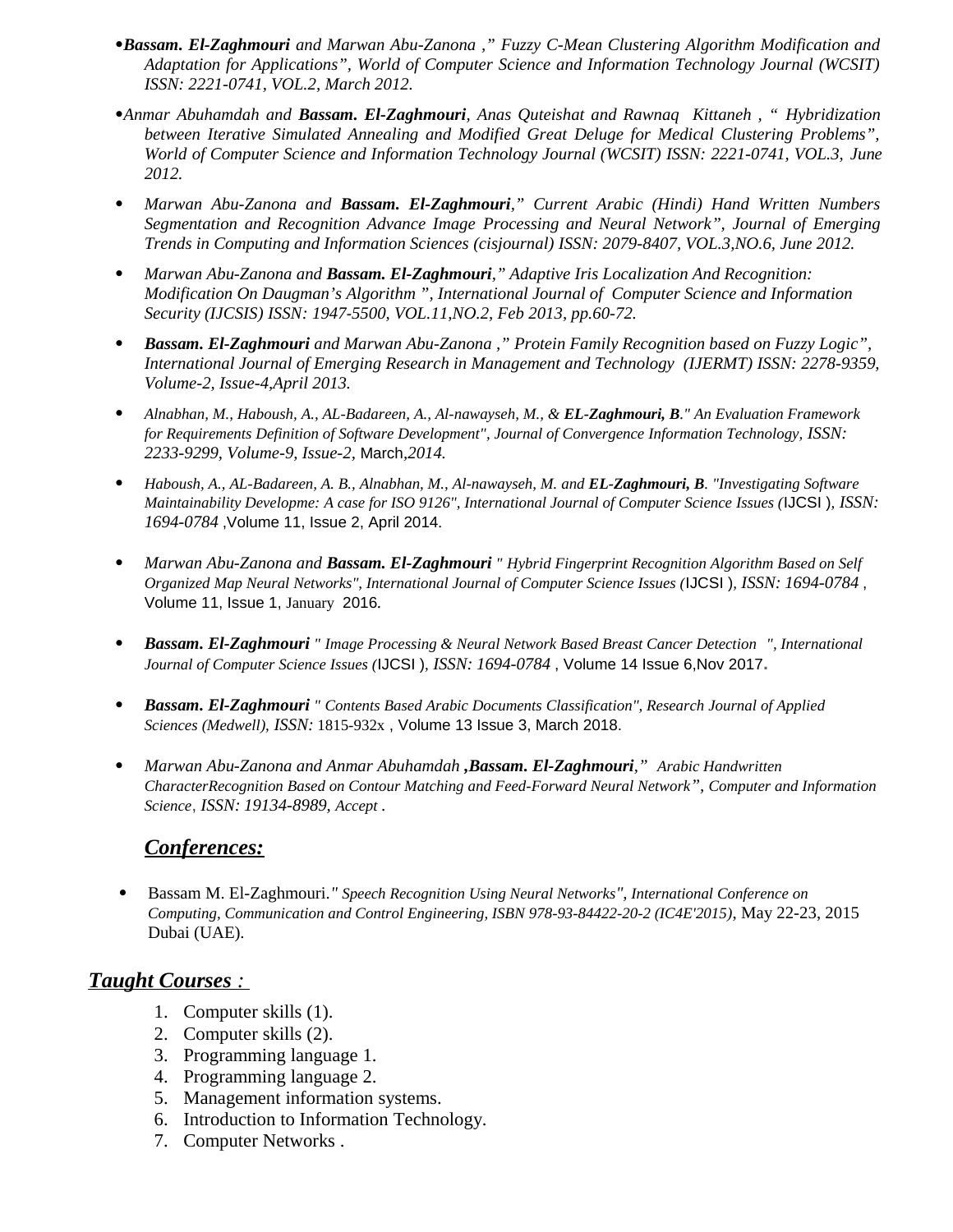- ***Bassam. El-Zaghmouri*** *and Marwan Abu-Zanona ," Fuzzy C-Mean Clustering Algorithm Modification and Adaptation for Applications", World of Computer Science and Information Technology Journal (WCSIT) ISSN: 2221-0741, VOL.2, March 2012.*

- *Anmar Abuhamdah and* ***Bassam. El-Zaghmouri****, Anas Quteishat and Rawnaq Kittaneh , " Hybridization between Iterative Simulated Annealing and Modified Great Deluge for Medical Clustering Problems", World of Computer Science and Information Technology Journal (WCSIT) ISSN: 2221-0741, VOL.3, June 2012.*

- *Marwan Abu-Zanona and* ***Bassam. El-Zaghmouri****," Current Arabic (Hindi) Hand Written Numbers Segmentation and Recognition Advance Image Processing and Neural Network", Journal of Emerging Trends in Computing and Information Sciences (cisjournal) ISSN: 2079-8407, VOL.3,NO.6, June 2012.*

- *Marwan Abu-Zanona and* ***Bassam. El-Zaghmouri****," Adaptive Iris Localization And Recognition: Modification On Daugman's Algorithm ", International Journal of Computer Science and Information Security (IJCSIS) ISSN: 1947-5500, VOL.11,NO.2, Feb 2013, pp.60-72.*

- ***Bassam. El-Zaghmouri*** *and Marwan Abu-Zanona ," Protein Family Recognition based on Fuzzy Logic", International Journal of Emerging Research in Management and Technology (IJERMT) ISSN: 2278-9359, Volume-2, Issue-4,April 2013.*

- *Alnabhan, M., Haboush, A., AL-Badareen, A., Al-nawayseh, M., &* ***EL-Zaghmouri, B****." An Evaluation Framework for Requirements Definition of Software Development", Journal of Convergence Information Technology, ISSN: 2233-9299, Volume-9, Issue-2,* March*,2014.*

- *Haboush, A., AL-Badareen, A. B., Alnabhan, M., Al-nawayseh, M. and* ***EL-Zaghmouri, B****. "Investigating Software Maintainability Developme: A case for ISO 9126", International Journal of Computer Science Issues (*IJCSI )*, ISSN: 1694-0784* ,Volume 11, Issue 2, April 2014.

- *Marwan Abu-Zanona and* ***Bassam. El-Zaghmouri*** *" Hybrid Fingerprint Recognition Algorithm Based on Self Organized Map Neural Networks", International Journal of Computer Science Issues (*IJCSI )*, ISSN: 1694-0784* , Volume 11, Issue 1, January 2016.

- ***Bassam. El-Zaghmouri*** *" Image Processing & Neural Network Based Breast Cancer Detection ", International Journal of Computer Science Issues (*IJCSI )*, ISSN: 1694-0784* , Volume 14 Issue 6,Nov 2017.

- ***Bassam. El-Zaghmouri*** *" Contents Based Arabic Documents Classification", Research Journal of Applied Sciences (Medwell), ISSN:* 1815-932x , Volume 13 Issue 3, March 2018.

- *Marwan Abu-Zanona and Anmar Abuhamdah* ***,Bassam. El-Zaghmouri****," Arabic Handwritten CharacterRecognition Based on Contour Matching and Feed-Forward Neural Network", Computer and Information Science, ISSN: 19134-8989, Accept .*

## ***Conferences:***

- Bassam M. El-Zaghmouri.*" Speech Recognition Using Neural Networks", International Conference on Computing, Communication and Control Engineering, ISBN 978-93-84422-20-2 (IC4E'2015)*, May 22-23, 2015 Dubai (UAE).

## ***Taught Courses :***

1. Computer skills (1).
2. Computer skills (2).
3. Programming language 1.
4. Programming language 2.
5. Management information systems.
6. Introduction to Information Technology.
7. Computer Networks .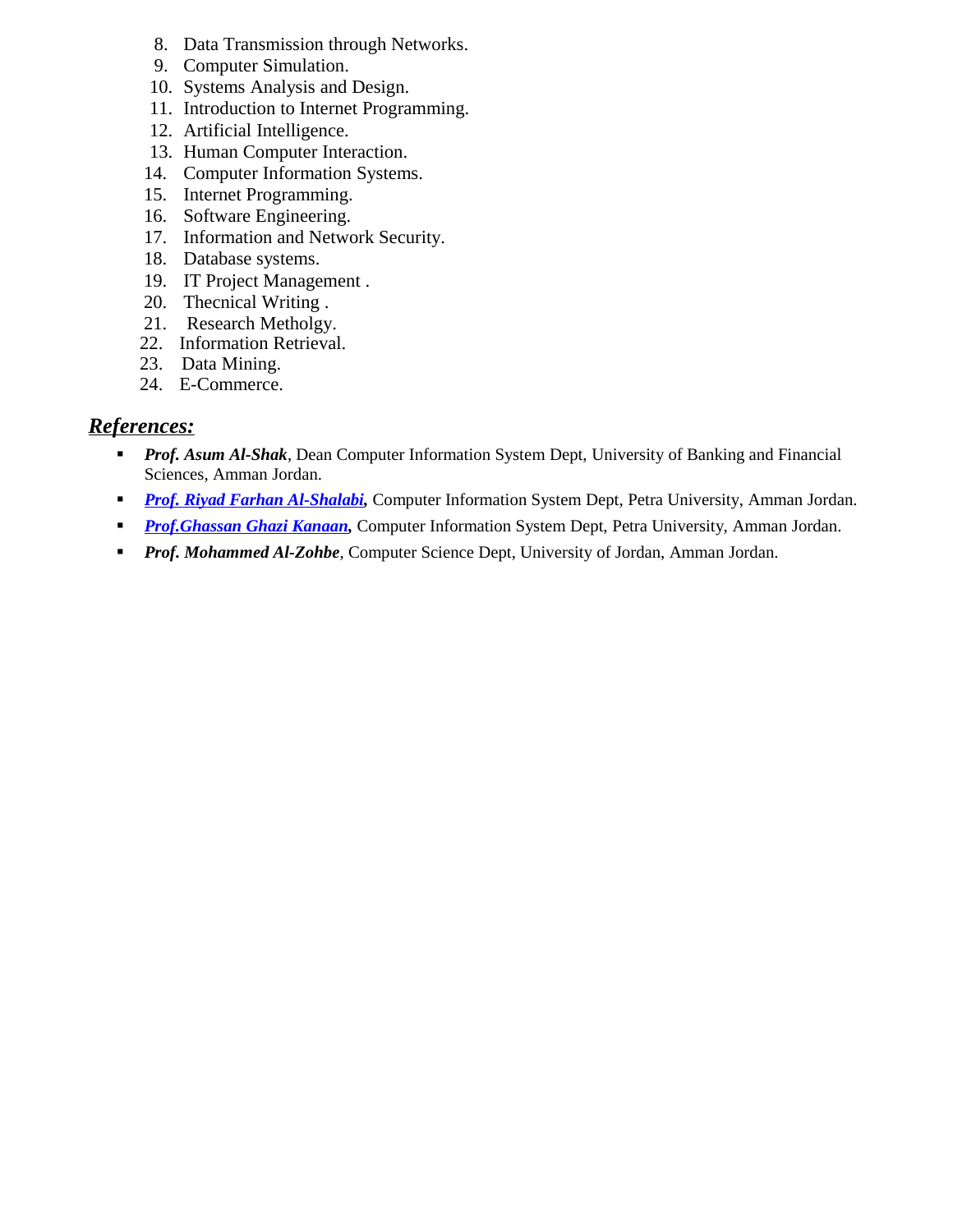8. Data Transmission through Networks.
9. Computer Simulation.
10. Systems Analysis and Design.
11. Introduction to Internet Programming.
12. Artificial Intelligence.
13. Human Computer Interaction.
14. Computer Information Systems.
15. Internet Programming.
16. Software Engineering.
17. Information and Network Security.
18. Database systems.
19. IT Project Management .
20. Thecnical Writing .
21. Research Metholgy.
22. Information Retrieval.
23. Data Mining.
24. E-Commerce.

## ***References:***

- ***Prof. Asum Al-Shak***, Dean Computer Information System Dept, University of Banking and Financial Sciences, Amman Jordan.
- ***Prof. Riyad Farhan Al-Shalabi,*** Computer Information System Dept, Petra University, Amman Jordan.
- ***Prof.Ghassan Ghazi Kanaan,*** Computer Information System Dept, Petra University, Amman Jordan.
- ***Prof. Mohammed Al-Zohbe***, Computer Science Dept, University of Jordan, Amman Jordan.